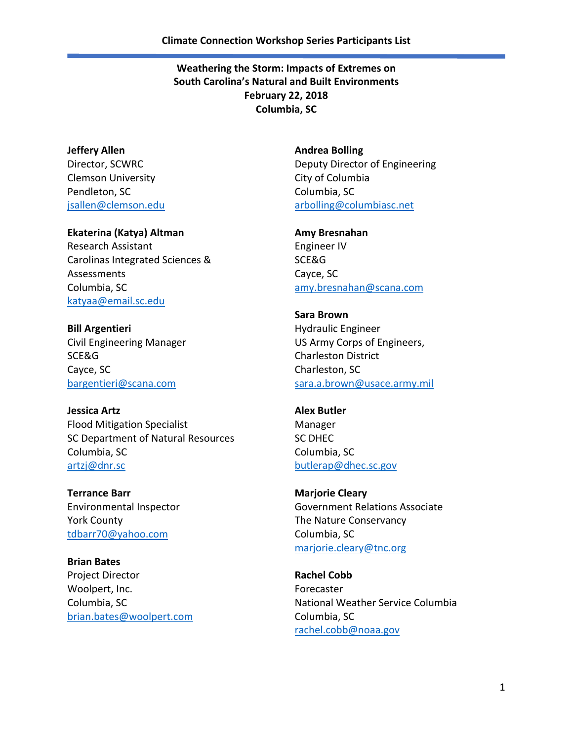# Climate Connection Workshop Series Participants List

## Weathering the Storm: Impacts of Extremes on South Carolina's Natural and Built Environments
**February 22, 2018**
**Columbia, SC**

**Jeffery Allen**
Director, SCWRC
Clemson University
Pendleton, SC
jsallen@clemson.edu

**Ekaterina (Katya) Altman**
Research Assistant
Carolinas Integrated Sciences & Assessments
Columbia, SC
katyaa@email.sc.edu

**Bill Argentieri**
Civil Engineering Manager
SCE&G
Cayce, SC
bargentieri@scana.com

**Jessica Artz**
Flood Mitigation Specialist
SC Department of Natural Resources
Columbia, SC
artzj@dnr.sc

**Terrance Barr**
Environmental Inspector
York County
tdbarr70@yahoo.com

**Brian Bates**
Project Director
Woolpert, Inc.
Columbia, SC
brian.bates@woolpert.com

**Andrea Bolling**
Deputy Director of Engineering
City of Columbia
Columbia, SC
arbolling@columbiasc.net

**Amy Bresnahan**
Engineer IV
SCE&G
Cayce, SC
amy.bresnahan@scana.com

**Sara Brown**
Hydraulic Engineer
US Army Corps of Engineers, Charleston District
Charleston, SC
sara.a.brown@usace.army.mil

**Alex Butler**
Manager
SC DHEC
Columbia, SC
butlerap@dhec.sc.gov

**Marjorie Cleary**
Government Relations Associate
The Nature Conservancy
Columbia, SC
marjorie.cleary@tnc.org

**Rachel Cobb**
Forecaster
National Weather Service Columbia
Columbia, SC
rachel.cobb@noaa.gov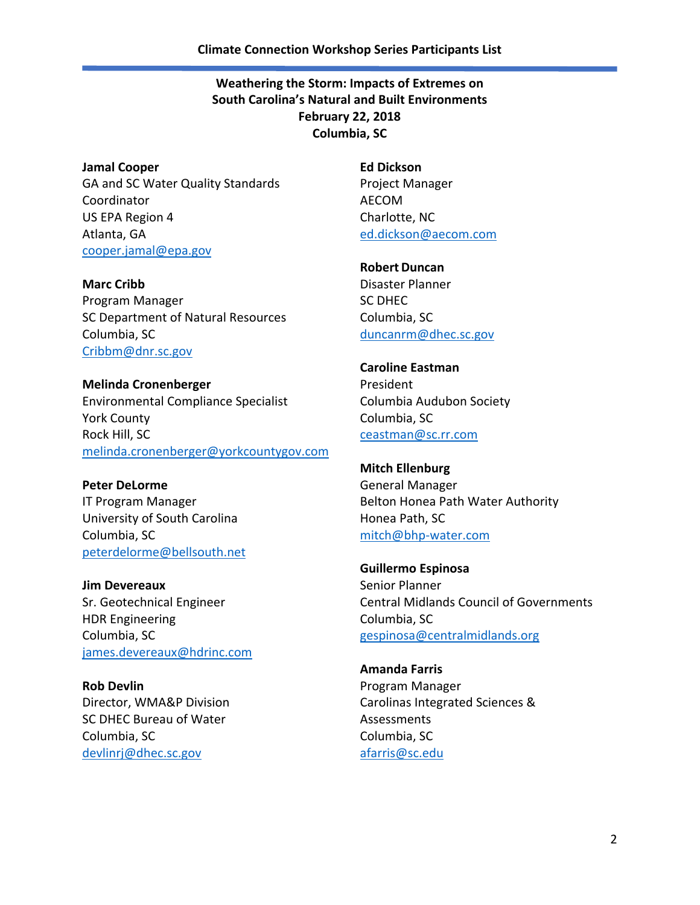## Climate Connection Workshop Series Participants List

### Weathering the Storm: Impacts of Extremes on South Carolina's Natural and Built Environments
### February 22, 2018
### Columbia, SC

**Jamal Cooper**
GA and SC Water Quality Standards Coordinator
US EPA Region 4
Atlanta, GA
cooper.jamal@epa.gov

**Marc Cribb**
Program Manager
SC Department of Natural Resources
Columbia, SC
Cribbm@dnr.sc.gov

**Melinda Cronenberger**
Environmental Compliance Specialist
York County
Rock Hill, SC
melinda.cronenberger@yorkcountygov.com

**Peter DeLorme**
IT Program Manager
University of South Carolina
Columbia, SC
peterdelorme@bellsouth.net

**Jim Devereaux**
Sr. Geotechnical Engineer
HDR Engineering
Columbia, SC
james.devereaux@hdrinc.com

**Rob Devlin**
Director, WMA&P Division
SC DHEC Bureau of Water
Columbia, SC
devlinrj@dhec.sc.gov

**Ed Dickson**
Project Manager
AECOM
Charlotte, NC
ed.dickson@aecom.com

**Robert Duncan**
Disaster Planner
SC DHEC
Columbia, SC
duncanrm@dhec.sc.gov

**Caroline Eastman**
President
Columbia Audubon Society
Columbia, SC
ceastman@sc.rr.com

**Mitch Ellenburg**
General Manager
Belton Honea Path Water Authority
Honea Path, SC
mitch@bhp-water.com

**Guillermo Espinosa**
Senior Planner
Central Midlands Council of Governments
Columbia, SC
gespinosa@centralmidlands.org

**Amanda Farris**
Program Manager
Carolinas Integrated Sciences & Assessments
Columbia, SC
afarris@sc.edu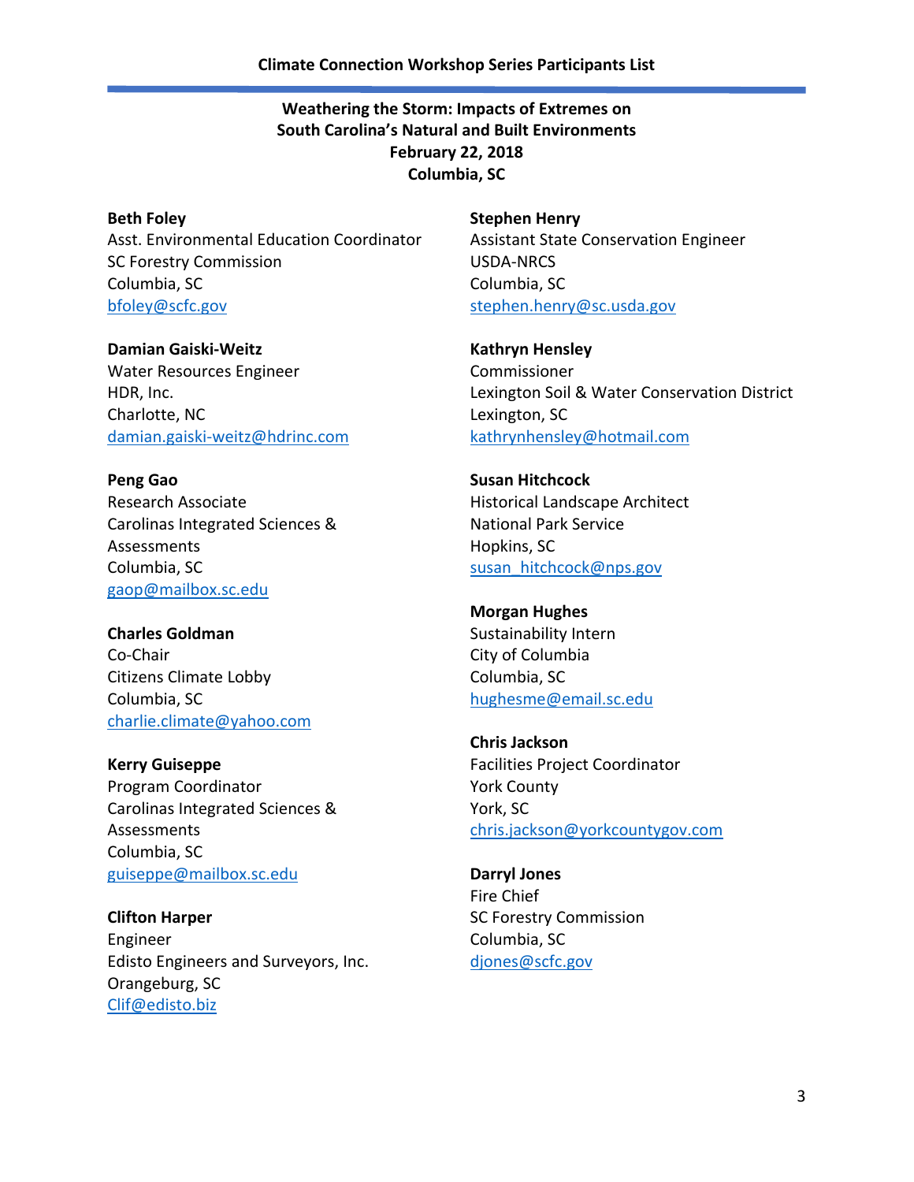**Climate Connection Workshop Series Participants List**

## Weathering the Storm: Impacts of Extremes on South Carolina's Natural and Built Environments

**February 22, 2018**

**Columbia, SC**

**Beth Foley**
Asst. Environmental Education Coordinator
SC Forestry Commission
Columbia, SC
bfoley@scfc.gov

**Damian Gaiski-Weitz**
Water Resources Engineer
HDR, Inc.
Charlotte, NC
damian.gaiski-weitz@hdrinc.com

**Peng Gao**
Research Associate
Carolinas Integrated Sciences & Assessments
Columbia, SC
gaop@mailbox.sc.edu

**Charles Goldman**
Co-Chair
Citizens Climate Lobby
Columbia, SC
charlie.climate@yahoo.com

**Kerry Guiseppe**
Program Coordinator
Carolinas Integrated Sciences & Assessments
Columbia, SC
guiseppe@mailbox.sc.edu

**Clifton Harper**
Engineer
Edisto Engineers and Surveyors, Inc.
Orangeburg, SC
Clif@edisto.biz

**Stephen Henry**
Assistant State Conservation Engineer
USDA-NRCS
Columbia, SC
stephen.henry@sc.usda.gov

**Kathryn Hensley**
Commissioner
Lexington Soil & Water Conservation District
Lexington, SC
kathrynhensley@hotmail.com

**Susan Hitchcock**
Historical Landscape Architect
National Park Service
Hopkins, SC
susan_hitchcock@nps.gov

**Morgan Hughes**
Sustainability Intern
City of Columbia
Columbia, SC
hughesme@email.sc.edu

**Chris Jackson**
Facilities Project Coordinator
York County
York, SC
chris.jackson@yorkcountygov.com

**Darryl Jones**
Fire Chief
SC Forestry Commission
Columbia, SC
djones@scfc.gov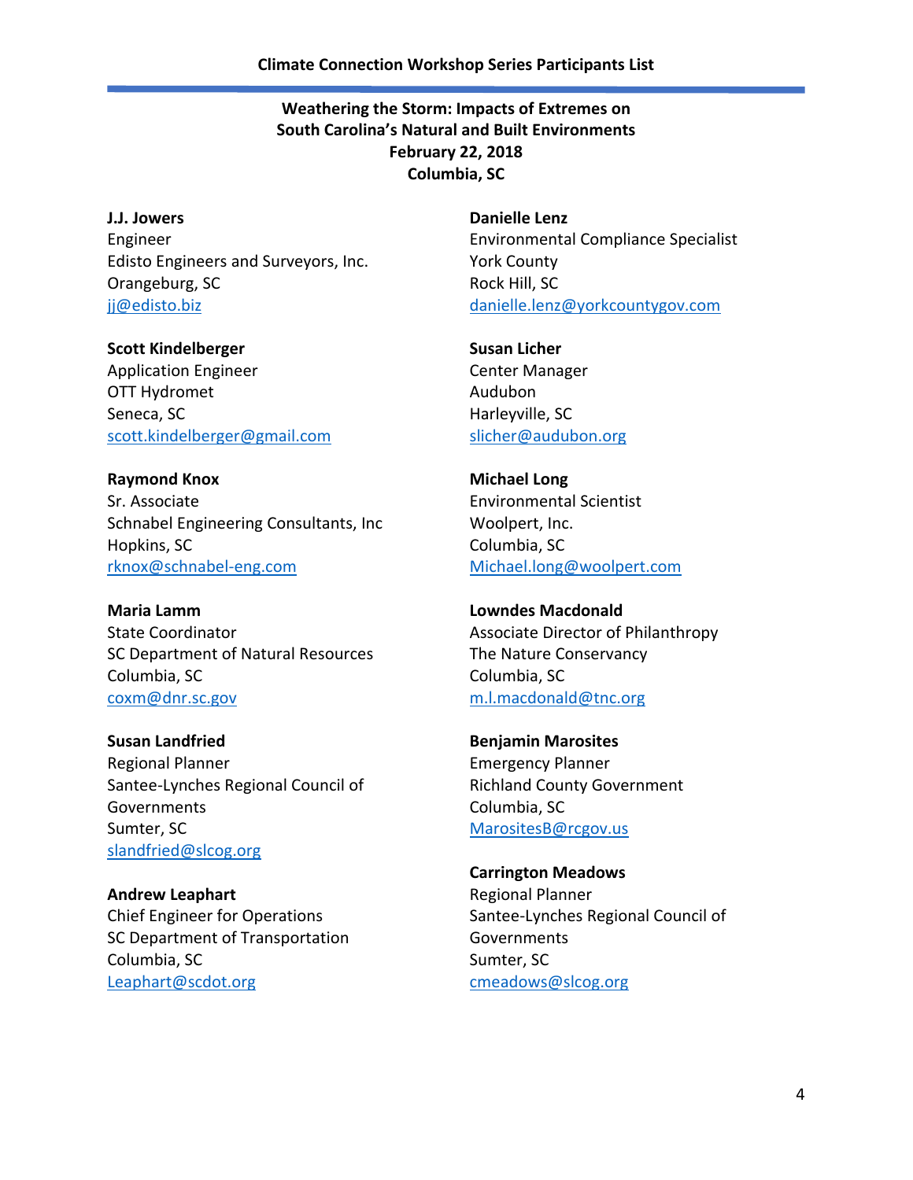**Weathering the Storm: Impacts of Extremes on South Carolina's Natural and Built Environments**
**February 22, 2018**
**Columbia, SC**

**J.J. Jowers**
Engineer
Edisto Engineers and Surveyors, Inc.
Orangeburg, SC
jj@edisto.biz

**Scott Kindelberger**
Application Engineer
OTT Hydromet
Seneca, SC
scott.kindelberger@gmail.com

**Raymond Knox**
Sr. Associate
Schnabel Engineering Consultants, Inc
Hopkins, SC
rknox@schnabel-eng.com

**Maria Lamm**
State Coordinator
SC Department of Natural Resources
Columbia, SC
coxm@dnr.sc.gov

**Susan Landfried**
Regional Planner
Santee-Lynches Regional Council of Governments
Sumter, SC
slandfried@slcog.org

**Andrew Leaphart**
Chief Engineer for Operations
SC Department of Transportation
Columbia, SC
Leaphart@scdot.org

**Danielle Lenz**
Environmental Compliance Specialist
York County
Rock Hill, SC
danielle.lenz@yorkcountygov.com

**Susan Licher**
Center Manager
Audubon
Harleyville, SC
slicher@audubon.org

**Michael Long**
Environmental Scientist
Woolpert, Inc.
Columbia, SC
Michael.long@woolpert.com

**Lowndes Macdonald**
Associate Director of Philanthropy
The Nature Conservancy
Columbia, SC
m.l.macdonald@tnc.org

**Benjamin Marosites**
Emergency Planner
Richland County Government
Columbia, SC
MarositesB@rcgov.us

**Carrington Meadows**
Regional Planner
Santee-Lynches Regional Council of Governments
Sumter, SC
cmeadows@slcog.org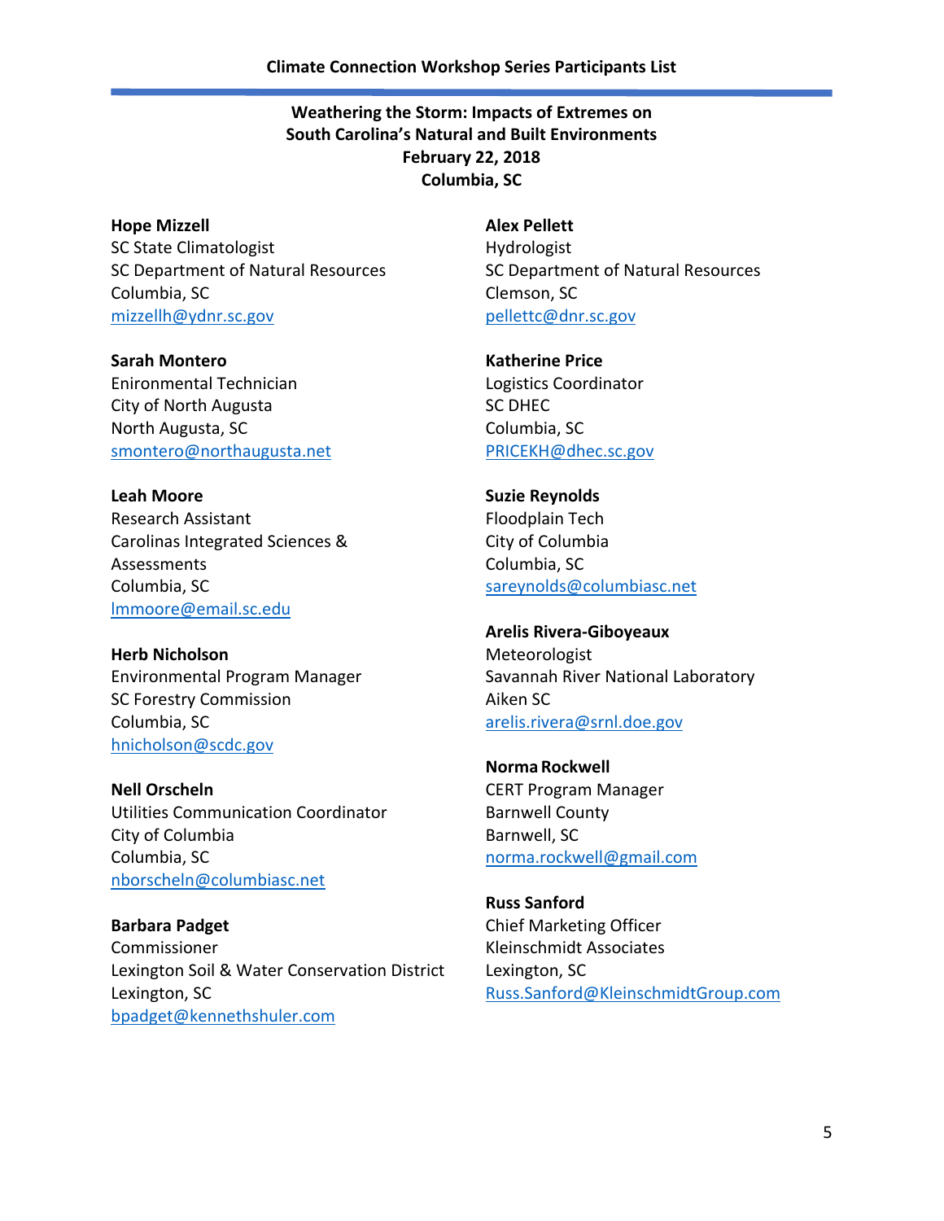## Climate Connection Workshop Series Participants List

### Weathering the Storm: Impacts of Extremes on South Carolina's Natural and Built Environments
### February 22, 2018
### Columbia, SC

**Hope Mizzell**
SC State Climatologist
SC Department of Natural Resources
Columbia, SC
mizzellh@ydnr.sc.gov

**Sarah Montero**
Enironmental Technician
City of North Augusta
North Augusta, SC
smontero@northaugusta.net

**Leah Moore**
Research Assistant
Carolinas Integrated Sciences & Assessments
Columbia, SC
lmmoore@email.sc.edu

**Herb Nicholson**
Environmental Program Manager
SC Forestry Commission
Columbia, SC
hnicholson@scdc.gov

**Nell Orscheln**
Utilities Communication Coordinator
City of Columbia
Columbia, SC
nborscheln@columbiasc.net

**Barbara Padget**
Commissioner
Lexington Soil & Water Conservation District
Lexington, SC
bpadget@kennethshuler.com

**Alex Pellett**
Hydrologist
SC Department of Natural Resources
Clemson, SC
pellettc@dnr.sc.gov

**Katherine Price**
Logistics Coordinator
SC DHEC
Columbia, SC
PRICEKH@dhec.sc.gov

**Suzie Reynolds**
Floodplain Tech
City of Columbia
Columbia, SC
sareynolds@columbiasc.net

**Arelis Rivera-Giboyeaux**
Meteorologist
Savannah River National Laboratory
Aiken SC
arelis.rivera@srnl.doe.gov

**Norma Rockwell**
CERT Program Manager
Barnwell County
Barnwell, SC
norma.rockwell@gmail.com

**Russ Sanford**
Chief Marketing Officer
Kleinschmidt Associates
Lexington, SC
Russ.Sanford@KleinschmidtGroup.com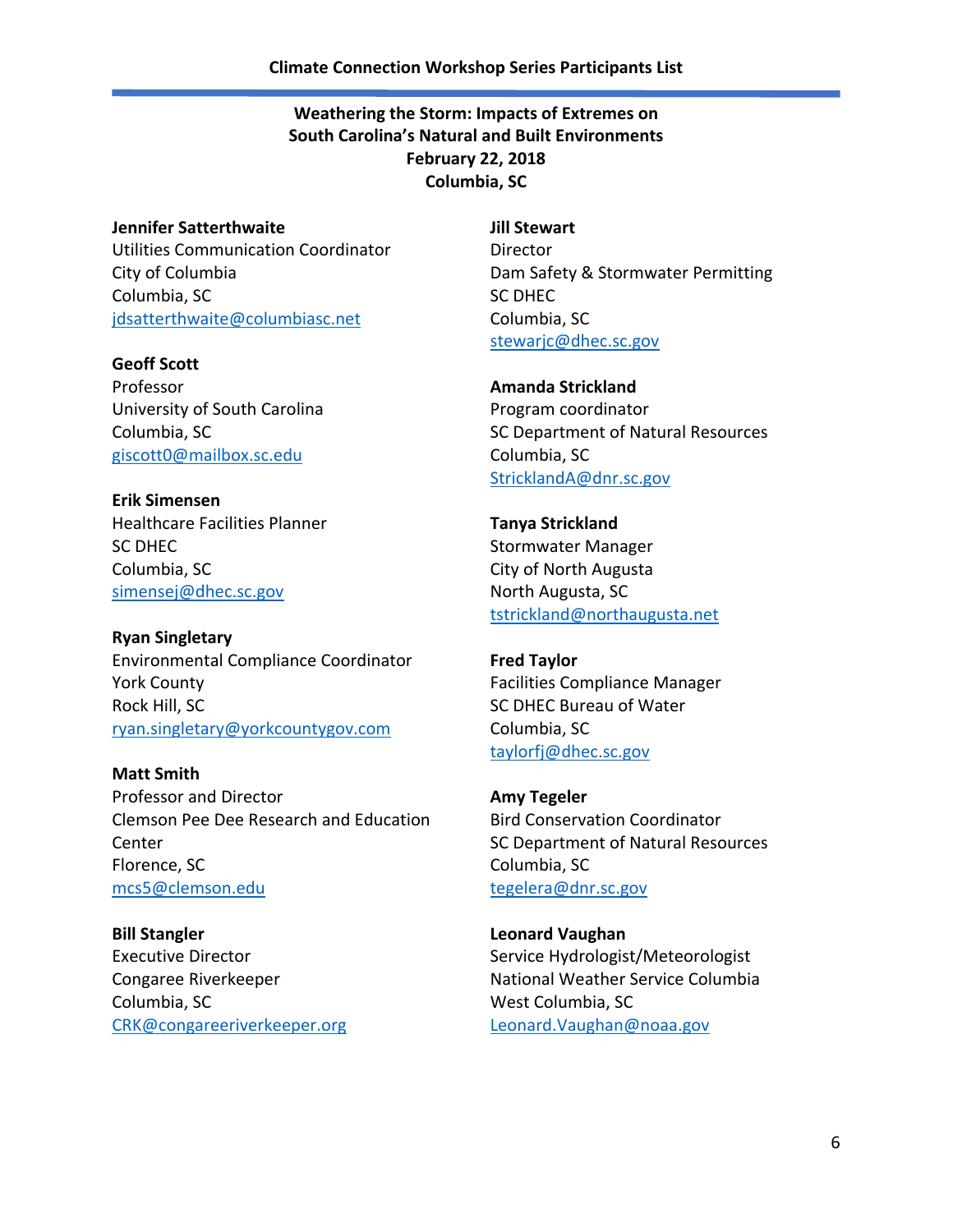## Climate Connection Workshop Series Participants List

### Weathering the Storm: Impacts of Extremes on South Carolina's Natural and Built Environments
### February 22, 2018
### Columbia, SC

**Jennifer Satterthwaite**
Utilities Communication Coordinator
City of Columbia
Columbia, SC
jdsatterthwaite@columbiasc.net

**Geoff Scott**
Professor
University of South Carolina
Columbia, SC
giscott0@mailbox.sc.edu

**Erik Simensen**
Healthcare Facilities Planner
SC DHEC
Columbia, SC
simensej@dhec.sc.gov

**Ryan Singletary**
Environmental Compliance Coordinator
York County
Rock Hill, SC
ryan.singletary@yorkcountygov.com

**Matt Smith**
Professor and Director
Clemson Pee Dee Research and Education Center
Florence, SC
mcs5@clemson.edu

**Bill Stangler**
Executive Director
Congaree Riverkeeper
Columbia, SC
CRK@congareeriverkeeper.org

**Jill Stewart**
Director
Dam Safety & Stormwater Permitting
SC DHEC
Columbia, SC
stewarjc@dhec.sc.gov

**Amanda Strickland**
Program coordinator
SC Department of Natural Resources
Columbia, SC
StricklandA@dnr.sc.gov

**Tanya Strickland**
Stormwater Manager
City of North Augusta
North Augusta, SC
tstrickland@northaugusta.net

**Fred Taylor**
Facilities Compliance Manager
SC DHEC Bureau of Water
Columbia, SC
taylorfj@dhec.sc.gov

**Amy Tegeler**
Bird Conservation Coordinator
SC Department of Natural Resources
Columbia, SC
tegelera@dnr.sc.gov

**Leonard Vaughan**
Service Hydrologist/Meteorologist
National Weather Service Columbia
West Columbia, SC
Leonard.Vaughan@noaa.gov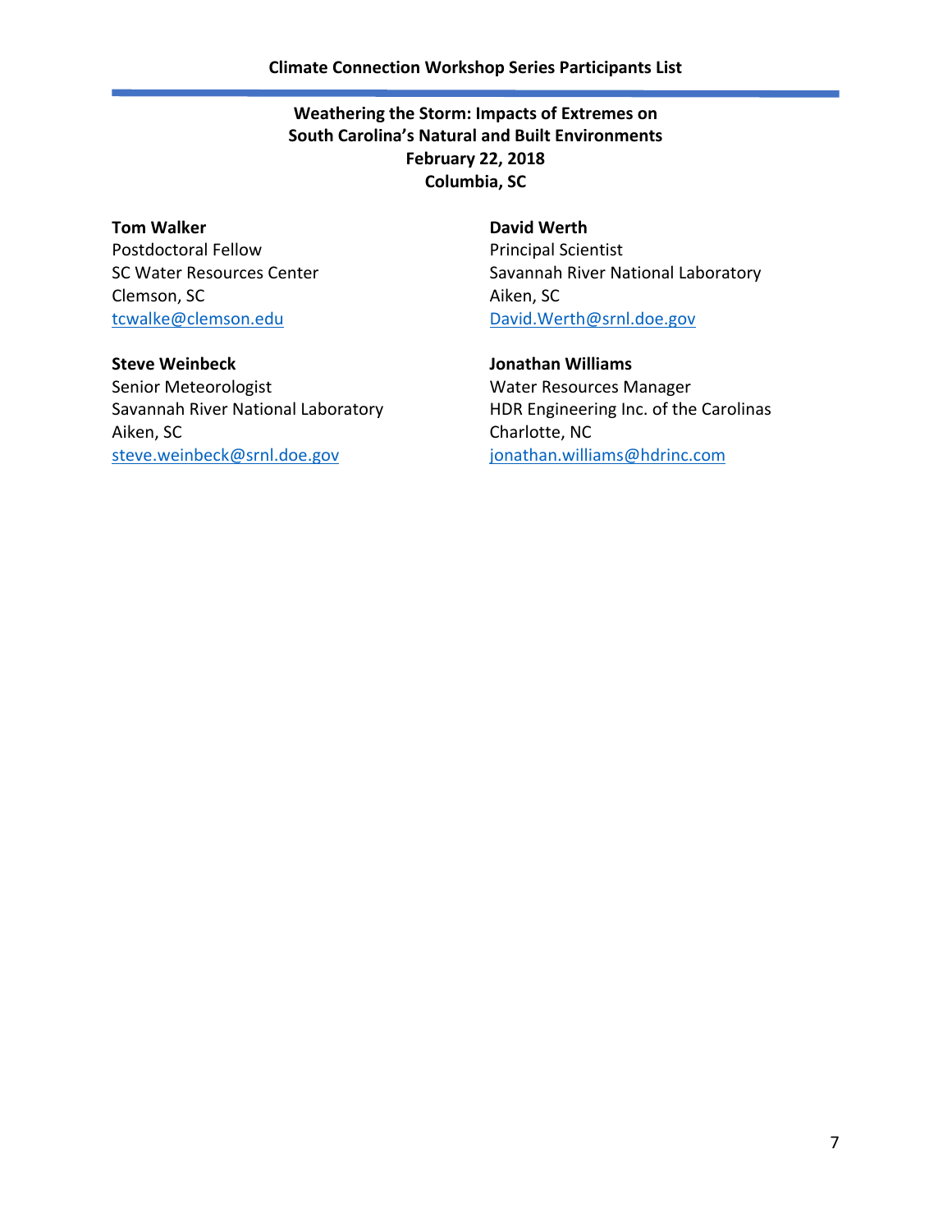**Weathering the Storm: Impacts of Extremes on South Carolina's Natural and Built Environments**
**February 22, 2018**
**Columbia, SC**

**Tom Walker**
Postdoctoral Fellow
SC Water Resources Center
Clemson, SC
tcwalke@clemson.edu

**Steve Weinbeck**
Senior Meteorologist
Savannah River National Laboratory
Aiken, SC
steve.weinbeck@srnl.doe.gov

**David Werth**
Principal Scientist
Savannah River National Laboratory
Aiken, SC
David.Werth@srnl.doe.gov

**Jonathan Williams**
Water Resources Manager
HDR Engineering Inc. of the Carolinas
Charlotte, NC
jonathan.williams@hdrinc.com